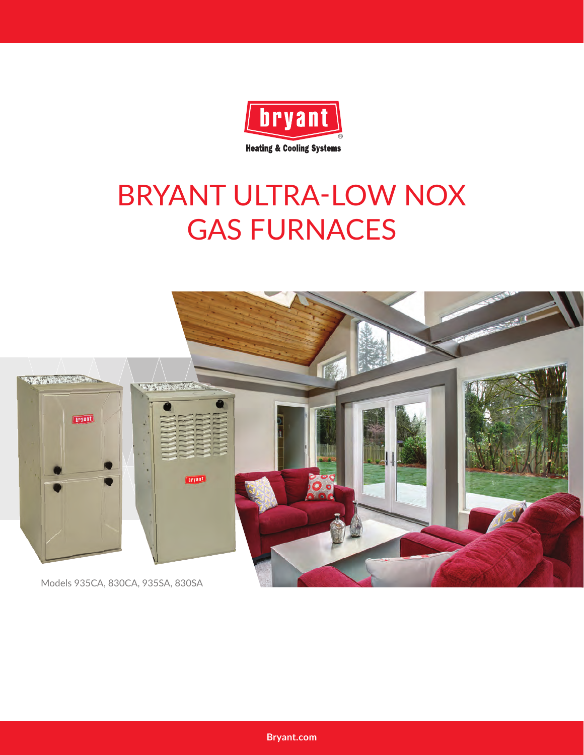bryant®

Heating & Cooling Systems

# BRYANT ULTRA-LOW NOX GAS FURNACES

Models 935CA, 830CA, 935SA, 830SA

Bryant.com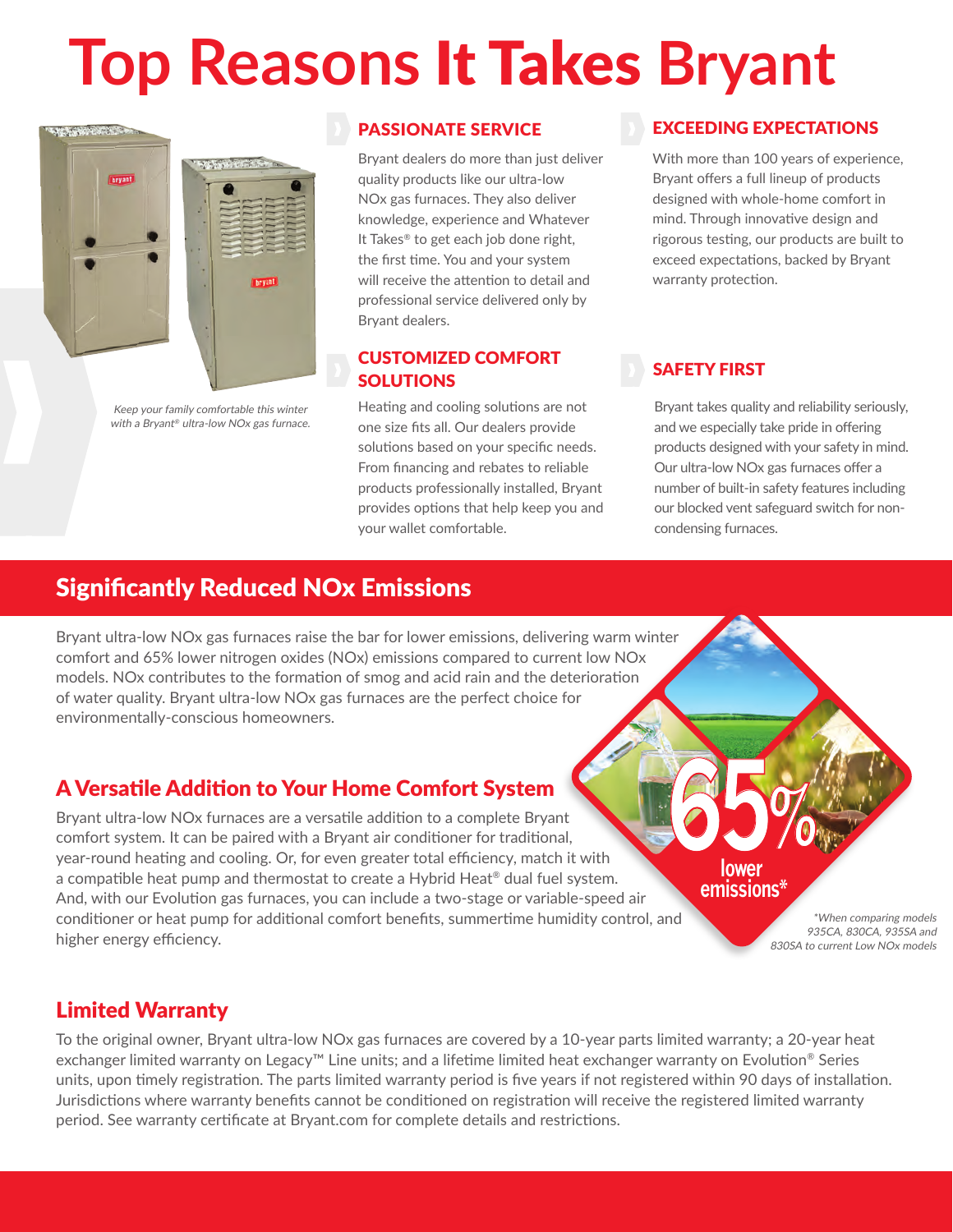# Top Reasons It Takes Bryant

*Keep your family comfortable this winter with a Bryant® ultra-low NOx gas furnace.*

## PASSIONATE SERVICE

Bryant dealers do more than just deliver quality products like our ultra-low NOx gas furnaces. They also deliver knowledge, experience and Whatever It Takes® to get each job done right, the first time. You and your system will receive the attention to detail and professional service delivered only by Bryant dealers.

## CUSTOMIZED COMFORT SOLUTIONS

Heating and cooling solutions are not one size fits all. Our dealers provide solutions based on your specific needs. From financing and rebates to reliable products professionally installed, Bryant provides options that help keep you and your wallet comfortable.

## EXCEEDING EXPECTATIONS

With more than 100 years of experience, Bryant offers a full lineup of products designed with whole-home comfort in mind. Through innovative design and rigorous testing, our products are built to exceed expectations, backed by Bryant warranty protection.

## SAFETY FIRST

Bryant takes quality and reliability seriously, and we especially take pride in offering products designed with your safety in mind. Our ultra-low NOx gas furnaces offer a number of built-in safety features including our blocked vent safeguard switch for non-condensing furnaces.

## Significantly Reduced NOx Emissions

Bryant ultra-low NOx gas furnaces raise the bar for lower emissions, delivering warm winter comfort and 65% lower nitrogen oxides (NOx) emissions compared to current low NOx models. NOx contributes to the formation of smog and acid rain and the deterioration of water quality. Bryant ultra-low NOx gas furnaces are the perfect choice for environmentally-conscious homeowners.

**65% lower emissions***

*\*When comparing models 935CA, 830CA, 935SA and 830SA to current Low NOx models*

## A Versatile Addition to Your Home Comfort System

Bryant ultra-low NOx furnaces are a versatile addition to a complete Bryant comfort system. It can be paired with a Bryant air conditioner for traditional, year-round heating and cooling. Or, for even greater total efficiency, match it with a compatible heat pump and thermostat to create a Hybrid Heat® dual fuel system. And, with our Evolution gas furnaces, you can include a two-stage or variable-speed air conditioner or heat pump for additional comfort benefits, summertime humidity control, and higher energy efficiency.

## Limited Warranty

To the original owner, Bryant ultra-low NOx gas furnaces are covered by a 10-year parts limited warranty; a 20-year heat exchanger limited warranty on Legacy™ Line units; and a lifetime limited heat exchanger warranty on Evolution® Series units, upon timely registration. The parts limited warranty period is five years if not registered within 90 days of installation. Jurisdictions where warranty benefits cannot be conditioned on registration will receive the registered limited warranty period. See warranty certificate at Bryant.com for complete details and restrictions.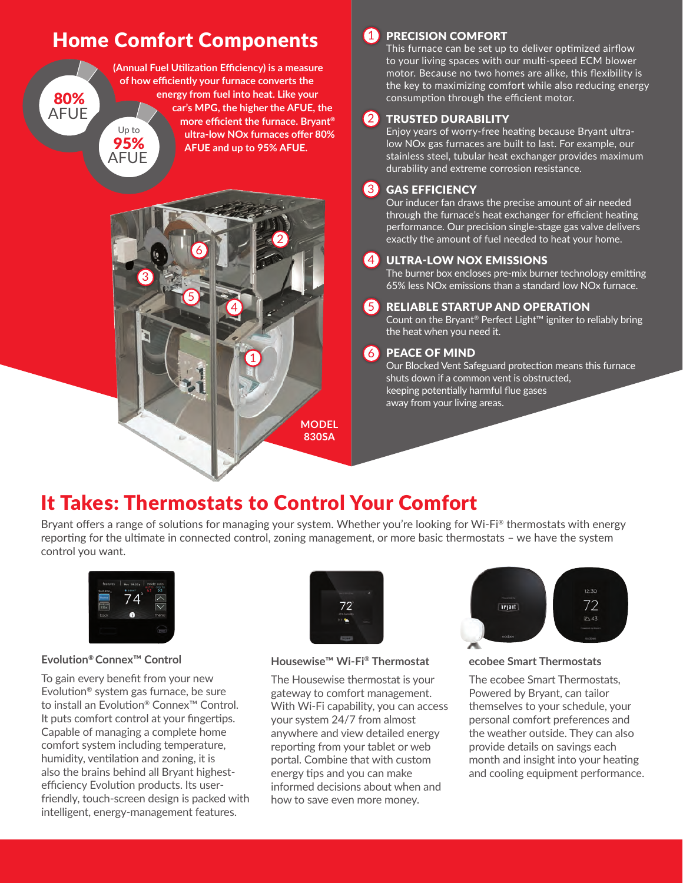# Home Comfort Components

80% AFUE

Up to 95% AFUE

**(Annual Fuel Utilization Efficiency) is a measure of how efficiently your furnace converts the energy from fuel into heat. Like your car's MPG, the higher the AFUE, the more efficient the furnace. Bryant® ultra-low NOx furnaces offer 80% AFUE and up to 95% AFUE.**

**MODEL 830SA**

### 1 PRECISION COMFORT

This furnace can be set up to deliver optimized airflow to your living spaces with our multi-speed ECM blower motor. Because no two homes are alike, this flexibility is the key to maximizing comfort while also reducing energy consumption through the efficient motor.

### 2 TRUSTED DURABILITY

Enjoy years of worry-free heating because Bryant ultra-low NOx gas furnaces are built to last. For example, our stainless steel, tubular heat exchanger provides maximum durability and extreme corrosion resistance.

### 3 GAS EFFICIENCY

Our inducer fan draws the precise amount of air needed through the furnace's heat exchanger for efficient heating performance. Our precision single-stage gas valve delivers exactly the amount of fuel needed to heat your home.

### 4 ULTRA-LOW NOX EMISSIONS

The burner box encloses pre-mix burner technology emitting 65% less NOx emissions than a standard low NOx furnace.

### 5 RELIABLE STARTUP AND OPERATION

Count on the Bryant® Perfect Light™ igniter to reliably bring the heat when you need it.

### 6 PEACE OF MIND

Our Blocked Vent Safeguard protection means this furnace shuts down if a common vent is obstructed, keeping potentially harmful flue gases away from your living areas.

# It Takes: Thermostats to Control Your Comfort

Bryant offers a range of solutions for managing your system. Whether you're looking for Wi-Fi® thermostats with energy reporting for the ultimate in connected control, zoning management, or more basic thermostats – we have the system control you want.

### Evolution® Connex™ Control

To gain every benefit from your new Evolution® system gas furnace, be sure to install an Evolution® Connex™ Control. It puts comfort control at your fingertips. Capable of managing a complete home comfort system including temperature, humidity, ventilation and zoning, it is also the brains behind all Bryant highest-efficiency Evolution products. Its user-friendly, touch-screen design is packed with intelligent, energy-management features.

### Housewise™ Wi-Fi® Thermostat

The Housewise thermostat is your gateway to comfort management. With Wi-Fi capability, you can access your system 24/7 from almost anywhere and view detailed energy reporting from your tablet or web portal. Combine that with custom energy tips and you can make informed decisions about when and how to save even more money.

### ecobee Smart Thermostats

The ecobee Smart Thermostats, Powered by Bryant, can tailor themselves to your schedule, your personal comfort preferences and the weather outside. They can also provide details on savings each month and insight into your heating and cooling equipment performance.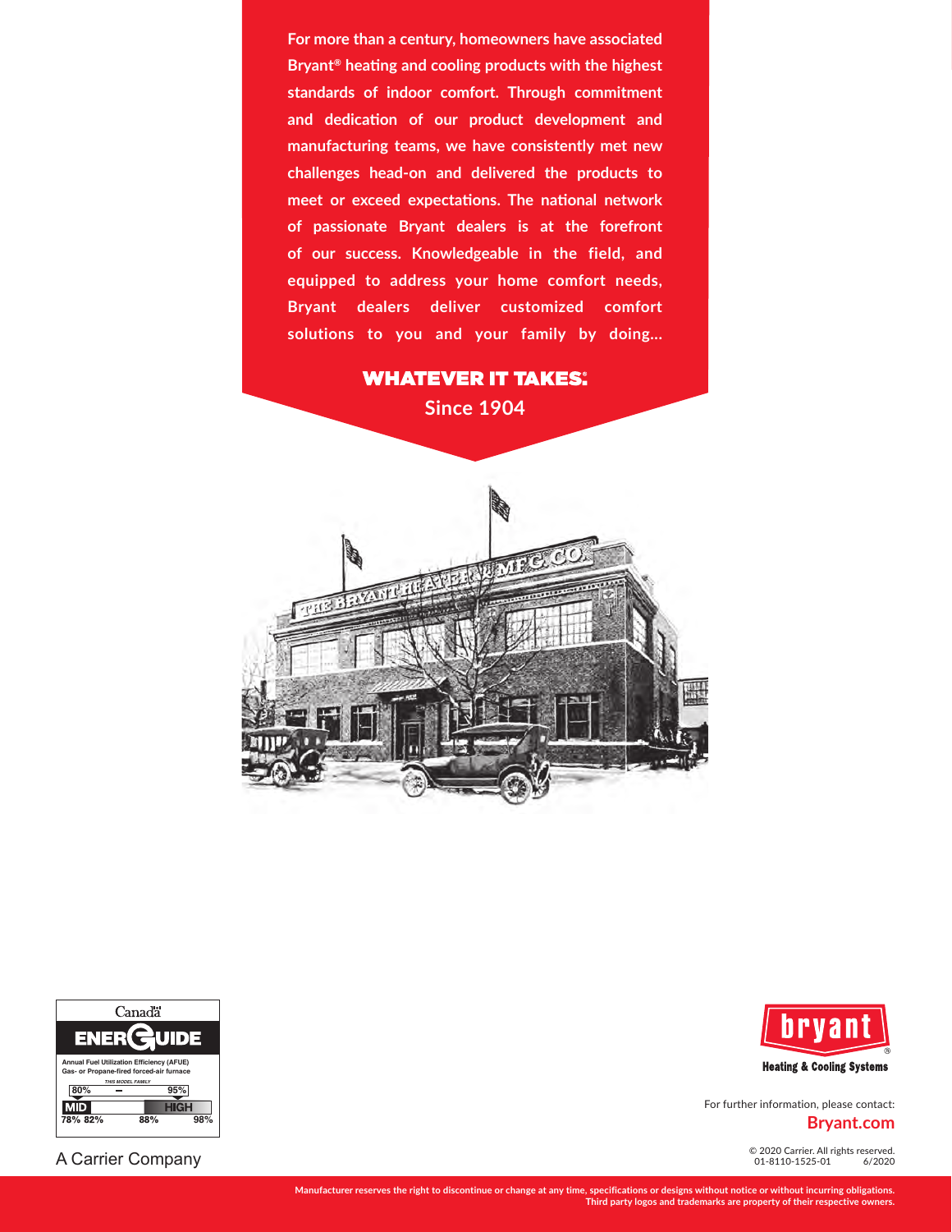For more than a century, homeowners have associated Bryant® heating and cooling products with the highest standards of indoor comfort. Through commitment and dedication of our product development and manufacturing teams, we have consistently met new challenges head-on and delivered the products to meet or exceed expectations. The national network of passionate Bryant dealers is at the forefront of our success. Knowledgeable in the field, and equipped to address your home comfort needs, Bryant dealers deliver customized comfort solutions to you and your family by doing...

**WHATEVER IT TAKES.®**

**Since 1904**

Canada

ENERGUIDE

Annual Fuel Utilization Efficiency (AFUE)
Gas- or Propane-fired forced-air furnace

THIS MODEL FAMILY

80% – 95%

MID HIGH

78% 82% 88% 98%

A Carrier Company

bryant

Heating & Cooling Systems

For further information, please contact:

**Bryant.com**

© 2020 Carrier. All rights reserved.
01-8110-1525-01 6/2020

Manufacturer reserves the right to discontinue or change at any time, specifications or designs without notice or without incurring obligations.
Third party logos and trademarks are property of their respective owners.